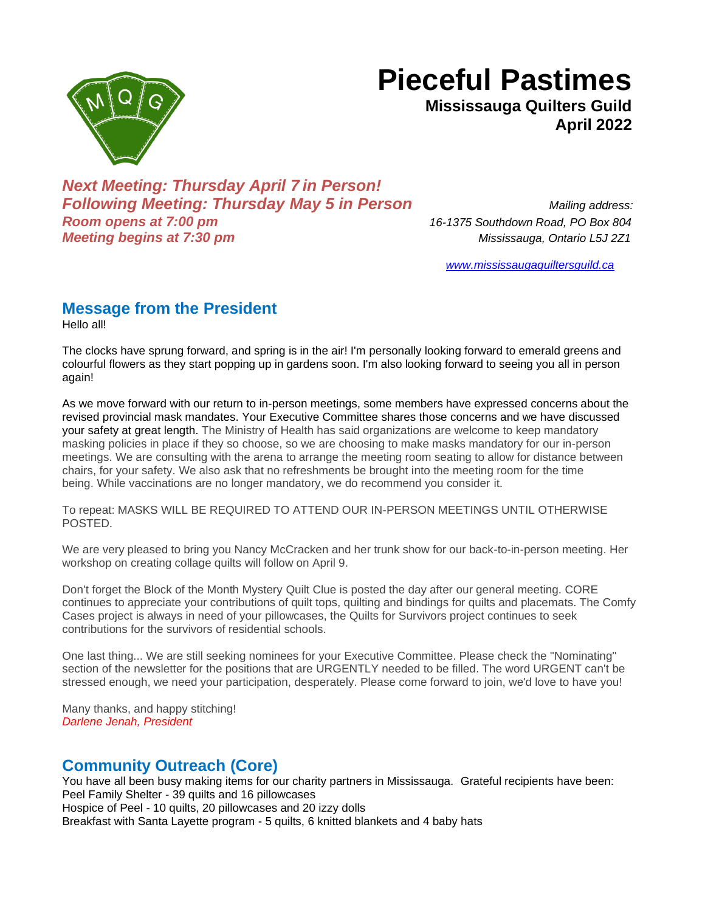# Pieceful Pastimes

**Mississauga Quilters Guild**
**April 2022**

***Next Meeting: Thursday April 7 in Person!***
***Following Meeting: Thursday May 5 in Person***
***Room opens at 7:00 pm***
***Meeting begins at 7:30 pm***

*Mailing address:*
*16-1375 Southdown Road, PO Box 804*
*Mississauga, Ontario L5J 2Z1*

*www.mississaugaquiltersguild.ca*

## Message from the President

Hello all!

The clocks have sprung forward, and spring is in the air! I'm personally looking forward to emerald greens and colourful flowers as they start popping up in gardens soon. I'm also looking forward to seeing you all in person again!

As we move forward with our return to in-person meetings, some members have expressed concerns about the revised provincial mask mandates. Your Executive Committee shares those concerns and we have discussed your safety at great length. The Ministry of Health has said organizations are welcome to keep mandatory masking policies in place if they so choose, so we are choosing to make masks mandatory for our in-person meetings. We are consulting with the arena to arrange the meeting room seating to allow for distance between chairs, for your safety. We also ask that no refreshments be brought into the meeting room for the time being. While vaccinations are no longer mandatory, we do recommend you consider it.

To repeat: MASKS WILL BE REQUIRED TO ATTEND OUR IN-PERSON MEETINGS UNTIL OTHERWISE POSTED.

We are very pleased to bring you Nancy McCracken and her trunk show for our back-to-in-person meeting. Her workshop on creating collage quilts will follow on April 9.

Don't forget the Block of the Month Mystery Quilt Clue is posted the day after our general meeting. CORE continues to appreciate your contributions of quilt tops, quilting and bindings for quilts and placemats. The Comfy Cases project is always in need of your pillowcases, the Quilts for Survivors project continues to seek contributions for the survivors of residential schools.

One last thing... We are still seeking nominees for your Executive Committee. Please check the "Nominating" section of the newsletter for the positions that are URGENTLY needed to be filled. The word URGENT can't be stressed enough, we need your participation, desperately. Please come forward to join, we'd love to have you!

Many thanks, and happy stitching!
*Darlene Jenah, President*

## Community Outreach (Core)

You have all been busy making items for our charity partners in Mississauga. Grateful recipients have been:
Peel Family Shelter - 39 quilts and 16 pillowcases
Hospice of Peel - 10 quilts, 20 pillowcases and 20 izzy dolls
Breakfast with Santa Layette program - 5 quilts, 6 knitted blankets and 4 baby hats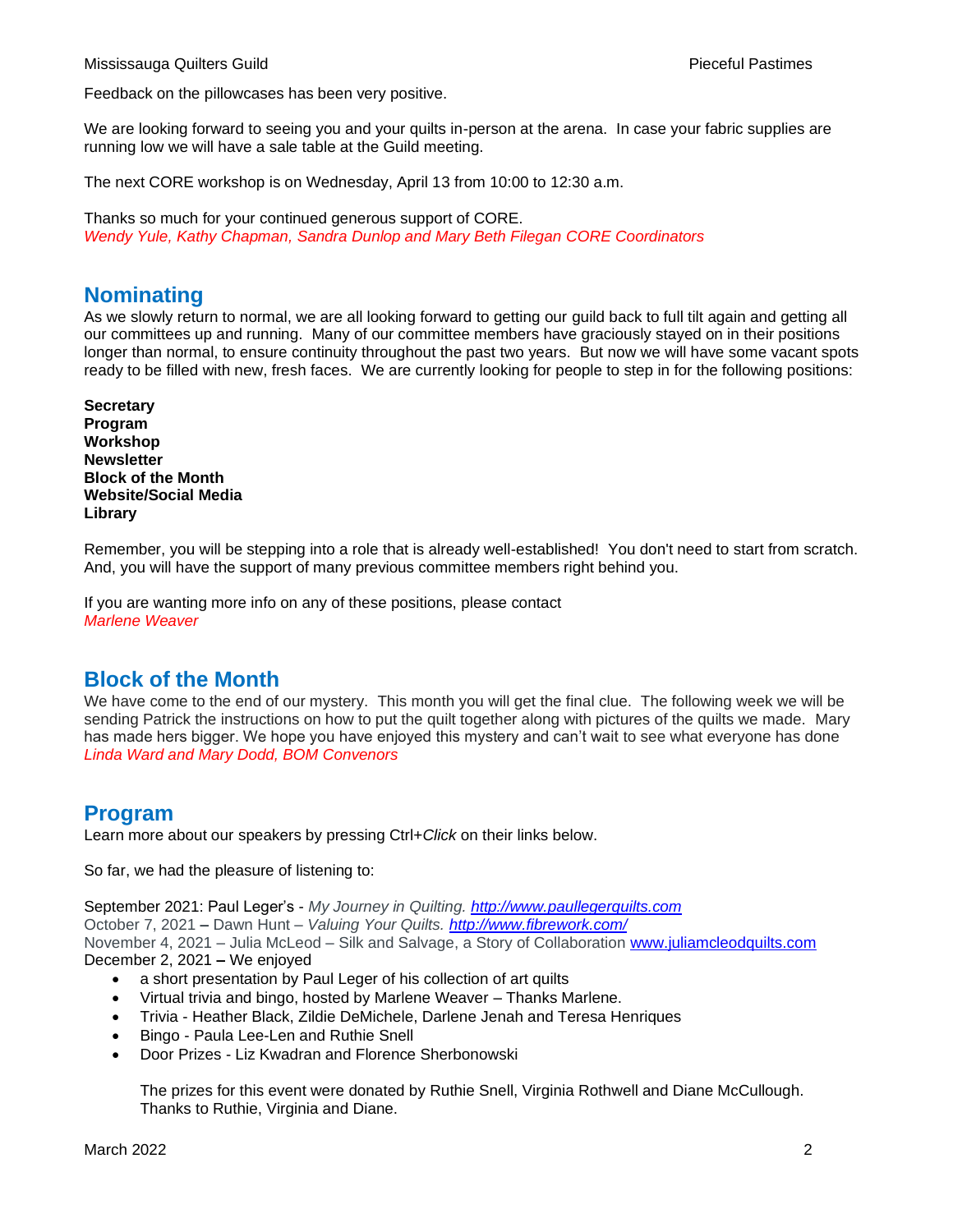Feedback on the pillowcases has been very positive.

We are looking forward to seeing you and your quilts in-person at the arena. In case your fabric supplies are running low we will have a sale table at the Guild meeting.

The next CORE workshop is on Wednesday, April 13 from 10:00 to 12:30 a.m.

Thanks so much for your continued generous support of CORE.
*Wendy Yule, Kathy Chapman, Sandra Dunlop and Mary Beth Filegan CORE Coordinators*

## Nominating

As we slowly return to normal, we are all looking forward to getting our guild back to full tilt again and getting all our committees up and running. Many of our committee members have graciously stayed on in their positions longer than normal, to ensure continuity throughout the past two years. But now we will have some vacant spots ready to be filled with new, fresh faces. We are currently looking for people to step in for the following positions:

**Secretary**
**Program**
**Workshop**
**Newsletter**
**Block of the Month**
**Website/Social Media**
**Library**

Remember, you will be stepping into a role that is already well-established! You don't need to start from scratch. And, you will have the support of many previous committee members right behind you.

If you are wanting more info on any of these positions, please contact
*Marlene Weaver*

## Block of the Month

We have come to the end of our mystery. This month you will get the final clue. The following week we will be sending Patrick the instructions on how to put the quilt together along with pictures of the quilts we made. Mary has made hers bigger. We hope you have enjoyed this mystery and can't wait to see what everyone has done
*Linda Ward and Mary Dodd, BOM Convenors*

## Program

Learn more about our speakers by pressing Ctrl+*Click* on their links below.

So far, we had the pleasure of listening to:

September 2021: Paul Leger's - *My Journey in Quilting.* *http://www.paullegerquilts.com*
October 7, 2021 – Dawn Hunt – *Valuing Your Quilts.* *http://www.fibrework.com/*
November 4, 2021 – Julia McLeod – Silk and Salvage, a Story of Collaboration www.juliamcleodquilts.com
December 2, 2021 – We enjoyed

- a short presentation by Paul Leger of his collection of art quilts
- Virtual trivia and bingo, hosted by Marlene Weaver – Thanks Marlene.
- Trivia - Heather Black, Zildie DeMichele, Darlene Jenah and Teresa Henriques
- Bingo - Paula Lee-Len and Ruthie Snell
- Door Prizes - Liz Kwadran and Florence Sherbonowski

  The prizes for this event were donated by Ruthie Snell, Virginia Rothwell and Diane McCullough. Thanks to Ruthie, Virginia and Diane.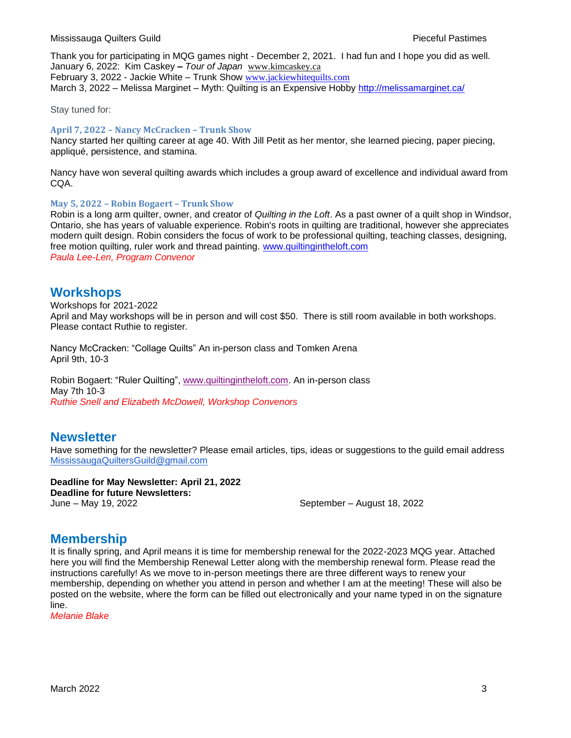Thank you for participating in MQG games night - December 2, 2021. I had fun and I hope you did as well.
January 6, 2022: Kim Caskey **–** *Tour of Japan* www.kimcaskey.ca
February 3, 2022 - Jackie White – Trunk Show www.jackiewhitequilts.com
March 3, 2022 – Melissa Marginet – Myth: Quilting is an Expensive Hobby http://melissamarginet.ca/

Stay tuned for:

**April 7, 2022 – Nancy McCracken – Trunk Show**
Nancy started her quilting career at age 40. With Jill Petit as her mentor, she learned piecing, paper piecing, appliqué, persistence, and stamina.

Nancy have won several quilting awards which includes a group award of excellence and individual award from CQA.

**May 5, 2022 – Robin Bogaert – Trunk Show**
Robin is a long arm quilter, owner, and creator of *Quilting in the Loft*. As a past owner of a quilt shop in Windsor, Ontario, she has years of valuable experience. Robin's roots in quilting are traditional, however she appreciates modern quilt design. Robin considers the focus of work to be professional quilting, teaching classes, designing, free motion quilting, ruler work and thread painting. www.quiltingintheloft.com
*Paula Lee-Len, Program Convenor*

## Workshops

Workshops for 2021-2022
April and May workshops will be in person and will cost $50. There is still room available in both workshops. Please contact Ruthie to register.

Nancy McCracken: "Collage Quilts" An in-person class and Tomken Arena
April 9th, 10-3

Robin Bogaert: "Ruler Quilting", www.quiltingintheloft.com. An in-person class
May 7th 10-3
*Ruthie Snell and Elizabeth McDowell, Workshop Convenors*

## Newsletter

Have something for the newsletter? Please email articles, tips, ideas or suggestions to the guild email address MississaugaQuiltersGuild@gmail.com

**Deadline for May Newsletter: April 21, 2022**
**Deadline for future Newsletters:**
June – May 19, 2022
September – August 18, 2022

## Membership

It is finally spring, and April means it is time for membership renewal for the 2022-2023 MQG year. Attached here you will find the Membership Renewal Letter along with the membership renewal form. Please read the instructions carefully! As we move to in-person meetings there are three different ways to renew your membership, depending on whether you attend in person and whether I am at the meeting! These will also be posted on the website, where the form can be filled out electronically and your name typed in on the signature line.
*Melanie Blake*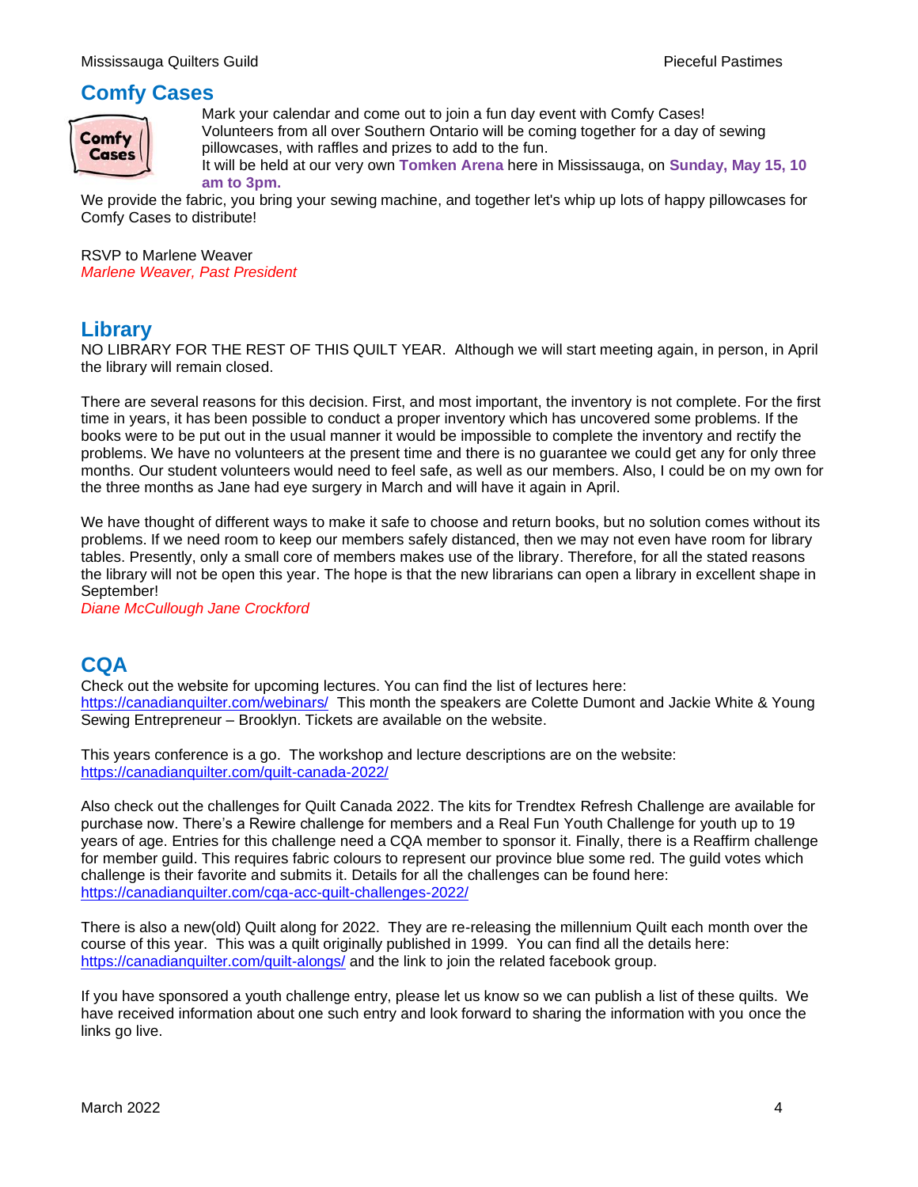## Comfy Cases

Mark your calendar and come out to join a fun day event with Comfy Cases! Volunteers from all over Southern Ontario will be coming together for a day of sewing pillowcases, with raffles and prizes to add to the fun.
It will be held at our very own **Tomken Arena** here in Mississauga, on **Sunday, May 15, 10 am to 3pm.**

We provide the fabric, you bring your sewing machine, and together let's whip up lots of happy pillowcases for Comfy Cases to distribute!

RSVP to Marlene Weaver
*Marlene Weaver, Past President*

## Library

NO LIBRARY FOR THE REST OF THIS QUILT YEAR. Although we will start meeting again, in person, in April the library will remain closed.

There are several reasons for this decision. First, and most important, the inventory is not complete. For the first time in years, it has been possible to conduct a proper inventory which has uncovered some problems. If the books were to be put out in the usual manner it would be impossible to complete the inventory and rectify the problems. We have no volunteers at the present time and there is no guarantee we could get any for only three months. Our student volunteers would need to feel safe, as well as our members. Also, I could be on my own for the three months as Jane had eye surgery in March and will have it again in April.

We have thought of different ways to make it safe to choose and return books, but no solution comes without its problems. If we need room to keep our members safely distanced, then we may not even have room for library tables. Presently, only a small core of members makes use of the library. Therefore, for all the stated reasons the library will not be open this year. The hope is that the new librarians can open a library in excellent shape in September!
*Diane McCullough Jane Crockford*

## CQA

Check out the website for upcoming lectures. You can find the list of lectures here: https://canadianquilter.com/webinars/ This month the speakers are Colette Dumont and Jackie White & Young Sewing Entrepreneur – Brooklyn. Tickets are available on the website.

This years conference is a go. The workshop and lecture descriptions are on the website: https://canadianquilter.com/quilt-canada-2022/

Also check out the challenges for Quilt Canada 2022. The kits for Trendtex Refresh Challenge are available for purchase now. There's a Rewire challenge for members and a Real Fun Youth Challenge for youth up to 19 years of age. Entries for this challenge need a CQA member to sponsor it. Finally, there is a Reaffirm challenge for member guild. This requires fabric colours to represent our province blue some red. The guild votes which challenge is their favorite and submits it. Details for all the challenges can be found here: https://canadianquilter.com/cqa-acc-quilt-challenges-2022/

There is also a new(old) Quilt along for 2022. They are re-releasing the millennium Quilt each month over the course of this year. This was a quilt originally published in 1999. You can find all the details here: https://canadianquilter.com/quilt-alongs/ and the link to join the related facebook group.

If you have sponsored a youth challenge entry, please let us know so we can publish a list of these quilts. We have received information about one such entry and look forward to sharing the information with you once the links go live.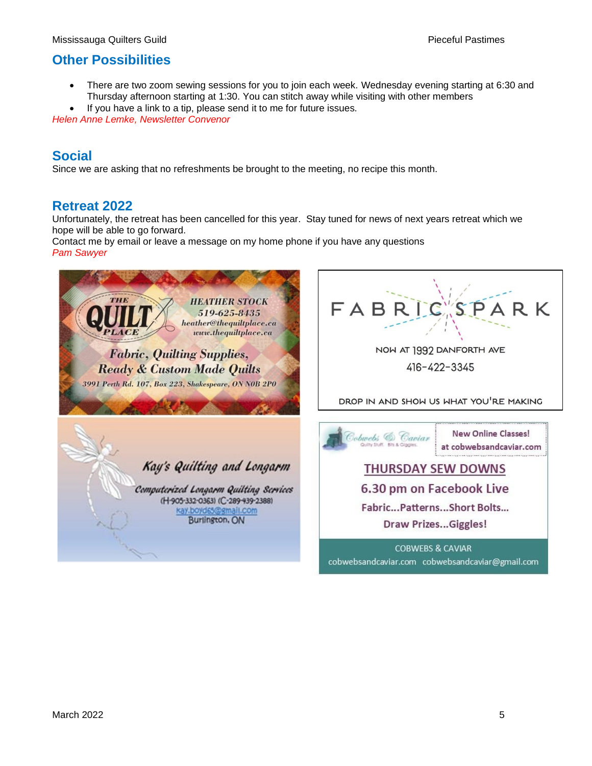## Other Possibilities

- There are two zoom sewing sessions for you to join each week. Wednesday evening starting at 6:30 and Thursday afternoon starting at 1:30. You can stitch away while visiting with other members
- If you have a link to a tip, please send it to me for future issues.

*Helen Anne Lemke, Newsletter Convenor*

## Social

Since we are asking that no refreshments be brought to the meeting, no recipe this month.

## Retreat 2022

Unfortunately, the retreat has been cancelled for this year. Stay tuned for news of next years retreat which we hope will be able to go forward.
Contact me by email or leave a message on my home phone if you have any questions
*Pam Sawyer*

THE QUILT PLACE
HEATHER STOCK
519-625-8435
heather@thequiltplace.ca
www.thequiltplace.ca
Fabric, Quilting Supplies, Ready & Custom Made Quilts
3991 Perth Rd. 107, Box 223, Shakespeare, ON N0B 2P0

FABRIC SPARK
NOW AT 1992 DANFORTH AVE
416-422-3345
DROP IN AND SHOW US WHAT YOU'RE MAKING

Kay's Quilting and Longarm
Computerized Longarm Quilting Services
(H-905-332-0363) (C-289-439-2388)
kay.boyd65@gmail.com
Burlington, ON

Cobwebs & Caviar
Quilty Stuff. Bits & Giggles.
New Online Classes! at cobwebsandcaviar.com
THURSDAY SEW DOWNS
6.30 pm on Facebook Live
Fabric...Patterns...Short Bolts...
Draw Prizes...Giggles!
COBWEBS & CAVIAR
cobwebsandcaviar.com cobwebsandcaviar@gmail.com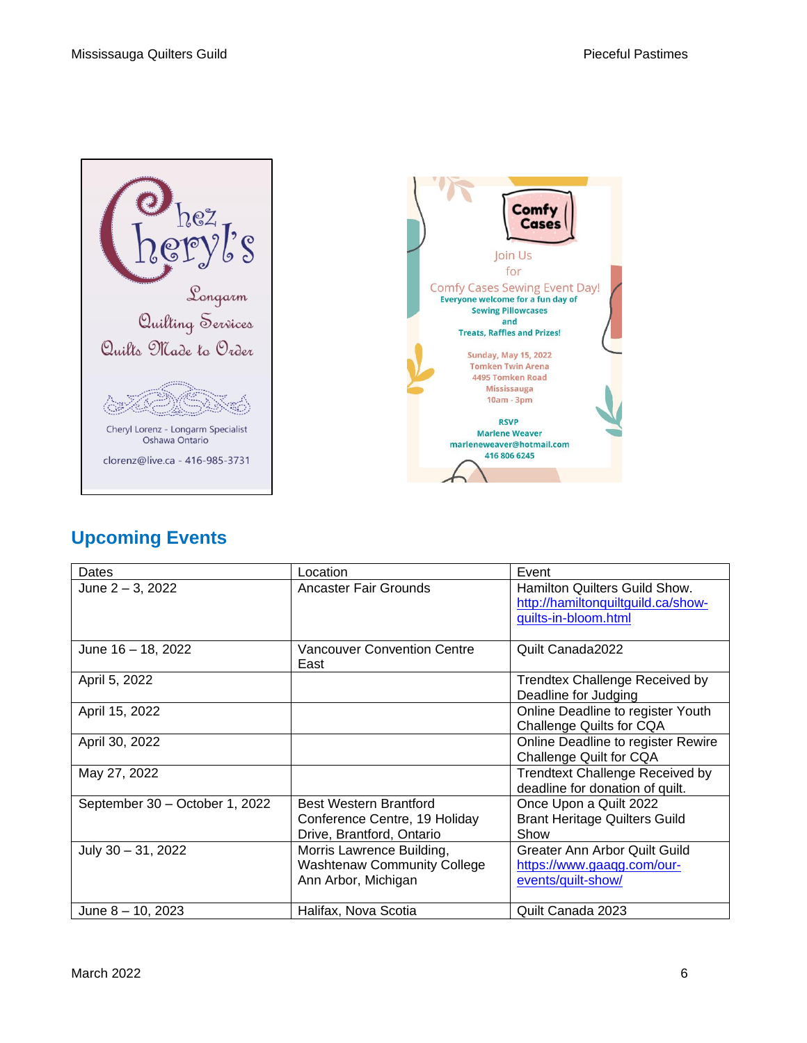Chez Cheryl's

Longarm Quilting Services

Quilts Made to Order

Cheryl Lorenz - Longarm Specialist
Oshawa Ontario

clorenz@live.ca - 416-985-3731

Comfy Cases

Join Us
for
Comfy Cases Sewing Event Day!
Everyone welcome for a fun day of
Sewing Pillowcases
and
Treats, Raffles and Prizes!

Sunday, May 15, 2022
Tomken Twin Arena
4495 Tomken Road
Mississauga
10am - 3pm

RSVP
Marlene Weaver
marleneweaver@hotmail.com
416 806 6245

## Upcoming Events

| Dates | Location | Event |
|---|---|---|
| June 2 – 3, 2022 | Ancaster Fair Grounds | Hamilton Quilters Guild Show. http://hamiltonquiltguild.ca/show-quilts-in-bloom.html |
| June 16 – 18, 2022 | Vancouver Convention Centre East | Quilt Canada2022 |
| April 5, 2022 | | Trendtex Challenge Received by Deadline for Judging |
| April 15, 2022 | | Online Deadline to register Youth Challenge Quilts for CQA |
| April 30, 2022 | | Online Deadline to register Rewire Challenge Quilt for CQA |
| May 27, 2022 | | Trendtext Challenge Received by deadline for donation of quilt. |
| September 30 – October 1, 2022 | Best Western Brantford Conference Centre, 19 Holiday Drive, Brantford, Ontario | Once Upon a Quilt 2022 Brant Heritage Quilters Guild Show |
| July 30 – 31, 2022 | Morris Lawrence Building, Washtenaw Community College Ann Arbor, Michigan | Greater Ann Arbor Quilt Guild https://www.gaaqg.com/our-events/quilt-show/ |
| June 8 – 10, 2023 | Halifax, Nova Scotia | Quilt Canada 2023 |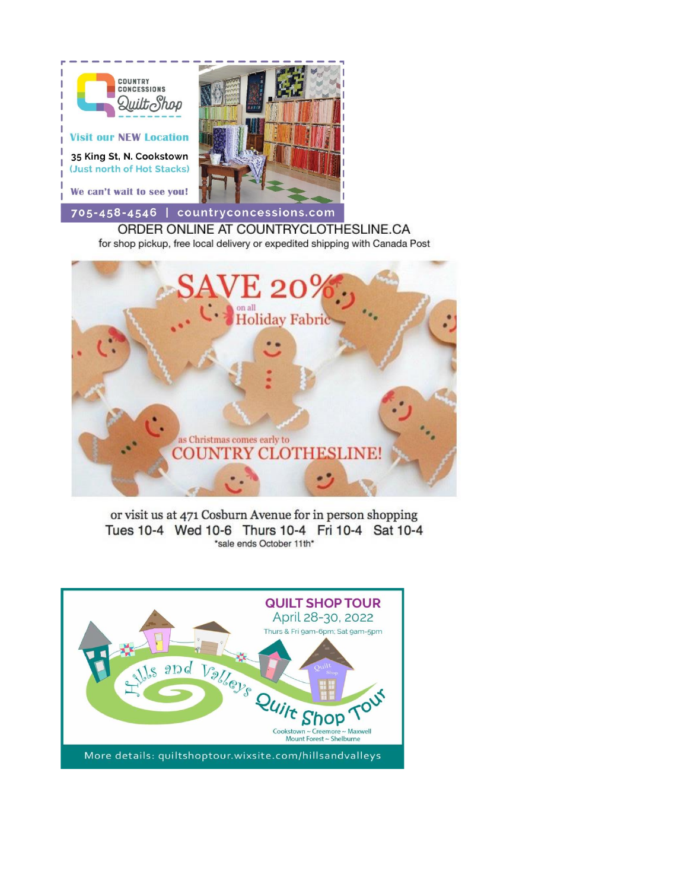COUNTRY CONCESSIONS Quilt Shop

**Visit our NEW Location**

35 King St, N. Cookstown
(Just north of Hot Stacks)

**We can't wait to see you!**

705-458-4546 | countryconcessions.com

ORDER ONLINE AT COUNTRYCLOTHESLINE.CA
for shop pickup, free local delivery or expedited shipping with Canada Post

SAVE 20% on all Holiday Fabric as Christmas comes early to COUNTRY CLOTHESLINE!

or visit us at 471 Cosburn Avenue for in person shopping
Tues 10-4 Wed 10-6 Thurs 10-4 Fri 10-4 Sat 10-4
*sale ends October 11th*

**QUILT SHOP TOUR**
April 28-30, 2022
Thurs & Fri 9am-6pm; Sat 9am-5pm

Hills and Valleys Quilt Shop Tour

Cookstown ~ Creemore ~ Maxwell
Mount Forest ~ Shelburne

More details: quiltshoptour.wixsite.com/hillsandvalleys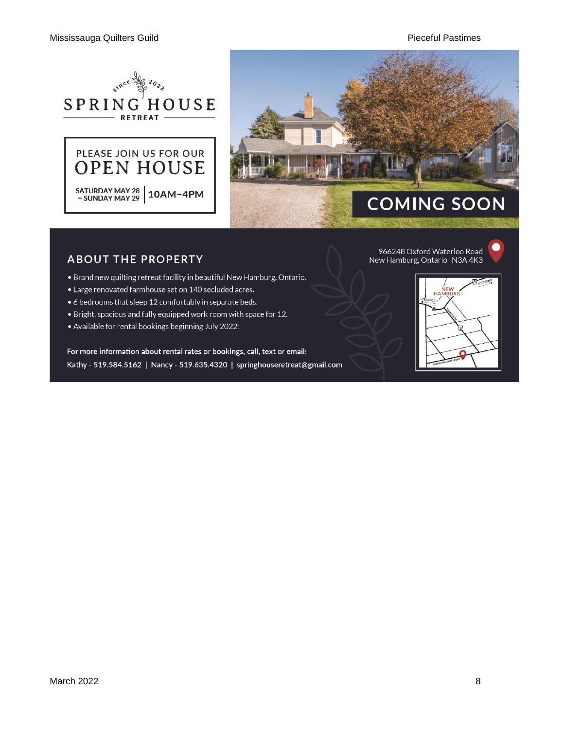since 2022

# SPRING HOUSE RETREAT

PLEASE JOIN US FOR OUR

## OPEN HOUSE

SATURDAY MAY 28
+ SUNDAY MAY 29 | 10AM–4PM

COMING SOON

## ABOUT THE PROPERTY

- Brand new quilting retreat facility in beautiful New Hamburg, Ontario.
- Large renovated farmhouse set on 140 secluded acres.
- 6 bedrooms that sleep 12 comfortably in separate beds.
- Bright, spacious and fully equipped work room with space for 12.
- Available for rental bookings beginning July 2022!

For more information about rental rates or bookings, call, text or email:
Kathy - 519.584.5162 | Nancy - 519.635.4320 | springhouseretreat@gmail.com

966248 Oxford Waterloo Road
New Hamburg, Ontario N3A 4K3

NEW HAMBURG
STRATFORD
KITCHENER